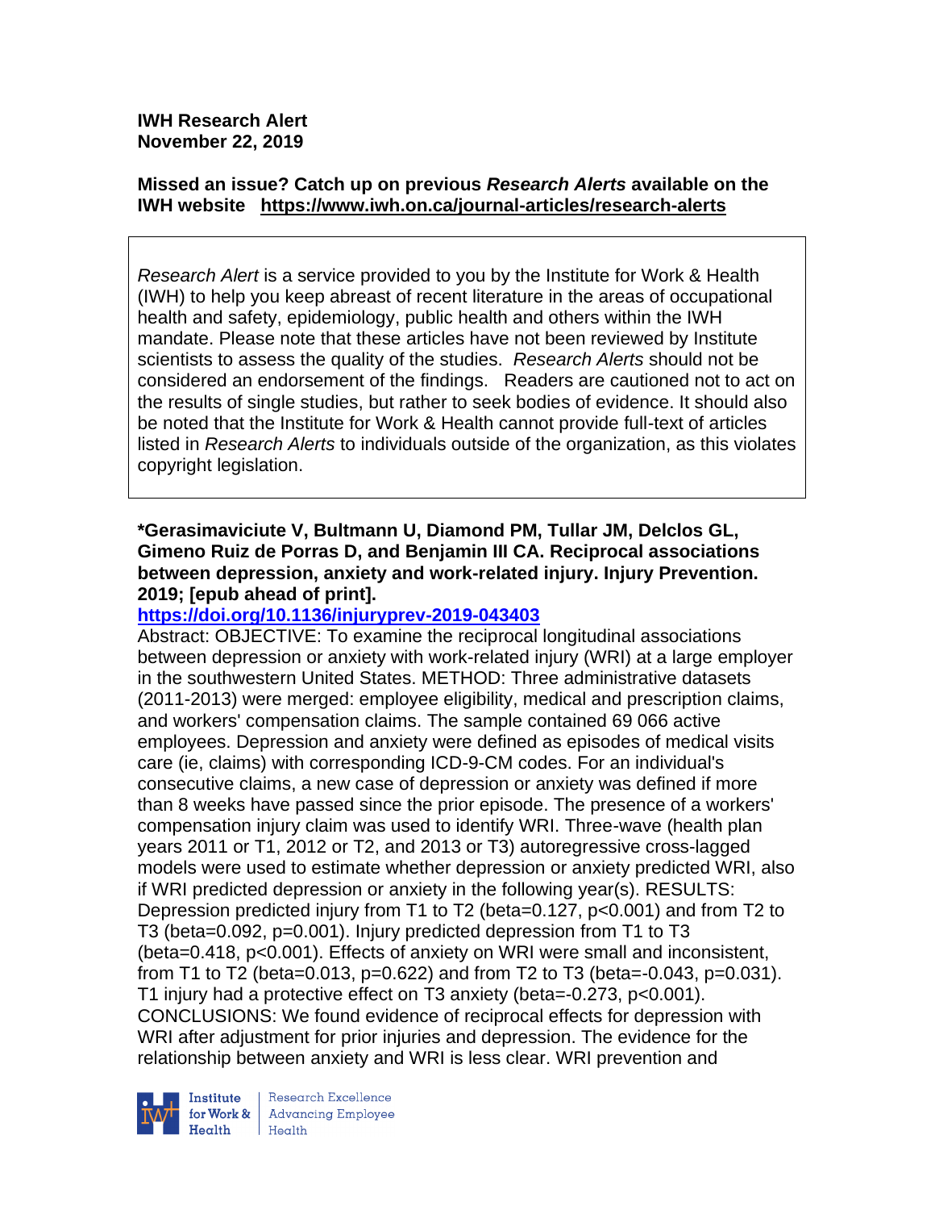**IWH Research Alert**
**November 22, 2019**

**Missed an issue? Catch up on previous *Research Alerts* available on the IWH website https://www.iwh.on.ca/journal-articles/research-alerts**

*Research Alert* is a service provided to you by the Institute for Work & Health (IWH) to help you keep abreast of recent literature in the areas of occupational health and safety, epidemiology, public health and others within the IWH mandate. Please note that these articles have not been reviewed by Institute scientists to assess the quality of the studies. *Research Alerts* should not be considered an endorsement of the findings. Readers are cautioned not to act on the results of single studies, but rather to seek bodies of evidence. It should also be noted that the Institute for Work & Health cannot provide full-text of articles listed in *Research Alerts* to individuals outside of the organization, as this violates copyright legislation.

**\*Gerasimaviciute V, Bultmann U, Diamond PM, Tullar JM, Delclos GL, Gimeno Ruiz de Porras D, and Benjamin III CA. Reciprocal associations between depression, anxiety and work-related injury. Injury Prevention. 2019; [epub ahead of print].**

**https://doi.org/10.1136/injuryprev-2019-043403**

Abstract: OBJECTIVE: To examine the reciprocal longitudinal associations between depression or anxiety with work-related injury (WRI) at a large employer in the southwestern United States. METHOD: Three administrative datasets (2011-2013) were merged: employee eligibility, medical and prescription claims, and workers' compensation claims. The sample contained 69 066 active employees. Depression and anxiety were defined as episodes of medical visits care (ie, claims) with corresponding ICD-9-CM codes. For an individual's consecutive claims, a new case of depression or anxiety was defined if more than 8 weeks have passed since the prior episode. The presence of a workers' compensation injury claim was used to identify WRI. Three-wave (health plan years 2011 or T1, 2012 or T2, and 2013 or T3) autoregressive cross-lagged models were used to estimate whether depression or anxiety predicted WRI, also if WRI predicted depression or anxiety in the following year(s). RESULTS: Depression predicted injury from T1 to T2 (beta=0.127, $p<0.001$) and from T2 to T3 (beta=0.092, $p=0.001$). Injury predicted depression from T1 to T3 (beta=0.418, $p<0.001$). Effects of anxiety on WRI were small and inconsistent, from T1 to T2 (beta=0.013, $p=0.622$) and from T2 to T3 (beta=-0.043, $p=0.031$). T1 injury had a protective effect on T3 anxiety (beta=-0.273, $p<0.001$). CONCLUSIONS: We found evidence of reciprocal effects for depression with WRI after adjustment for prior injuries and depression. The evidence for the relationship between anxiety and WRI is less clear. WRI prevention and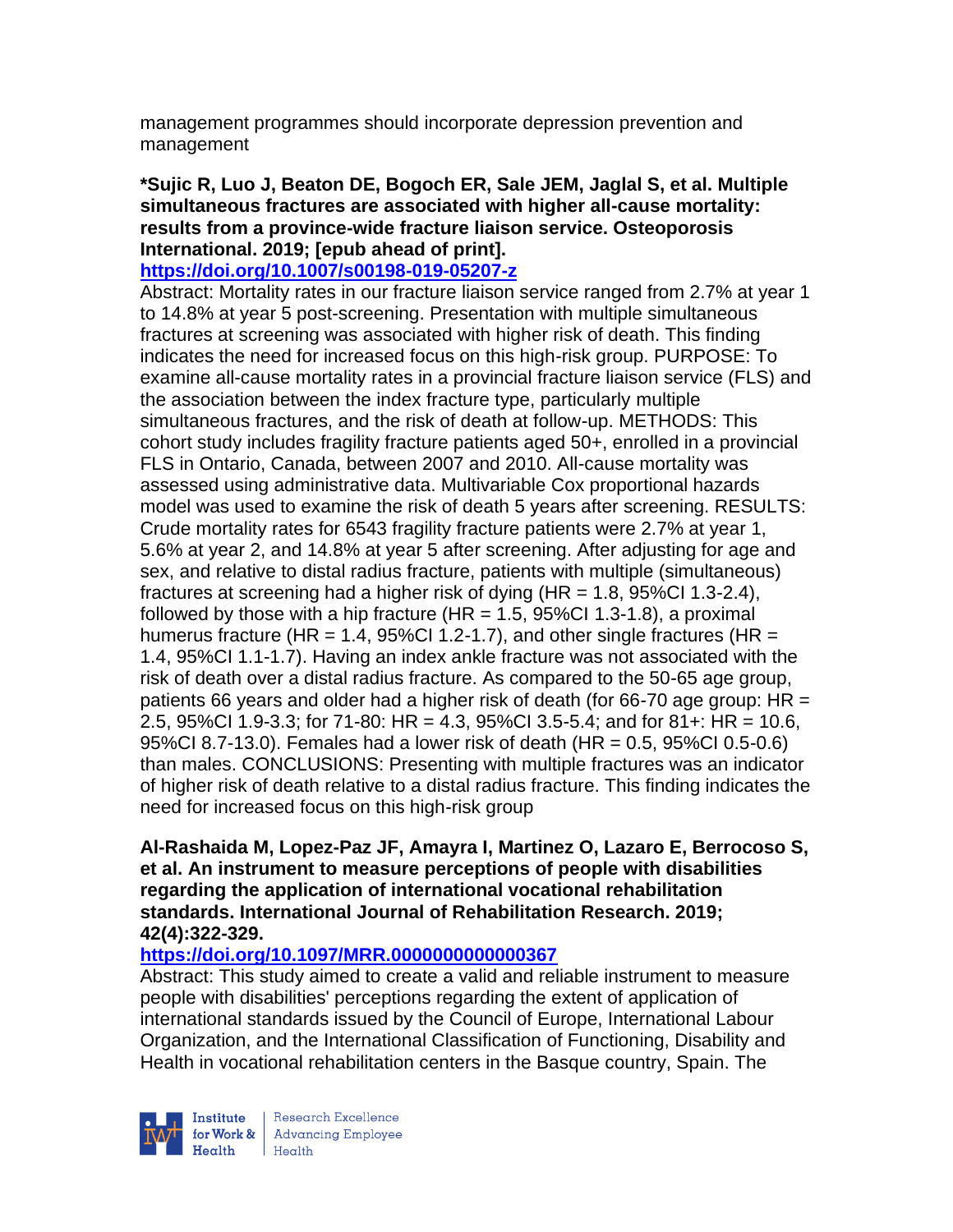management programmes should incorporate depression prevention and management

**\*Sujic R, Luo J, Beaton DE, Bogoch ER, Sale JEM, Jaglal S, et al. Multiple simultaneous fractures are associated with higher all-cause mortality: results from a province-wide fracture liaison service. Osteoporosis International. 2019; [epub ahead of print].**
**https://doi.org/10.1007/s00198-019-05207-z**

Abstract: Mortality rates in our fracture liaison service ranged from 2.7% at year 1 to 14.8% at year 5 post-screening. Presentation with multiple simultaneous fractures at screening was associated with higher risk of death. This finding indicates the need for increased focus on this high-risk group. PURPOSE: To examine all-cause mortality rates in a provincial fracture liaison service (FLS) and the association between the index fracture type, particularly multiple simultaneous fractures, and the risk of death at follow-up. METHODS: This cohort study includes fragility fracture patients aged 50+, enrolled in a provincial FLS in Ontario, Canada, between 2007 and 2010. All-cause mortality was assessed using administrative data. Multivariable Cox proportional hazards model was used to examine the risk of death 5 years after screening. RESULTS: Crude mortality rates for 6543 fragility fracture patients were 2.7% at year 1, 5.6% at year 2, and 14.8% at year 5 after screening. After adjusting for age and sex, and relative to distal radius fracture, patients with multiple (simultaneous) fractures at screening had a higher risk of dying (HR = 1.8, 95%CI 1.3-2.4), followed by those with a hip fracture (HR = 1.5, 95%CI 1.3-1.8), a proximal humerus fracture (HR = 1.4, 95%CI 1.2-1.7), and other single fractures (HR = 1.4, 95%CI 1.1-1.7). Having an index ankle fracture was not associated with the risk of death over a distal radius fracture. As compared to the 50-65 age group, patients 66 years and older had a higher risk of death (for 66-70 age group: HR = 2.5, 95%CI 1.9-3.3; for 71-80: HR = 4.3, 95%CI 3.5-5.4; and for 81+: HR = 10.6, 95%CI 8.7-13.0). Females had a lower risk of death (HR = 0.5, 95%CI 0.5-0.6) than males. CONCLUSIONS: Presenting with multiple fractures was an indicator of higher risk of death relative to a distal radius fracture. This finding indicates the need for increased focus on this high-risk group

**Al-Rashaida M, Lopez-Paz JF, Amayra I, Martinez O, Lazaro E, Berrocoso S, et al. An instrument to measure perceptions of people with disabilities regarding the application of international vocational rehabilitation standards. International Journal of Rehabilitation Research. 2019; 42(4):322-329.**
**https://doi.org/10.1097/MRR.0000000000000367**

Abstract: This study aimed to create a valid and reliable instrument to measure people with disabilities' perceptions regarding the extent of application of international standards issued by the Council of Europe, International Labour Organization, and the International Classification of Functioning, Disability and Health in vocational rehabilitation centers in the Basque country, Spain. The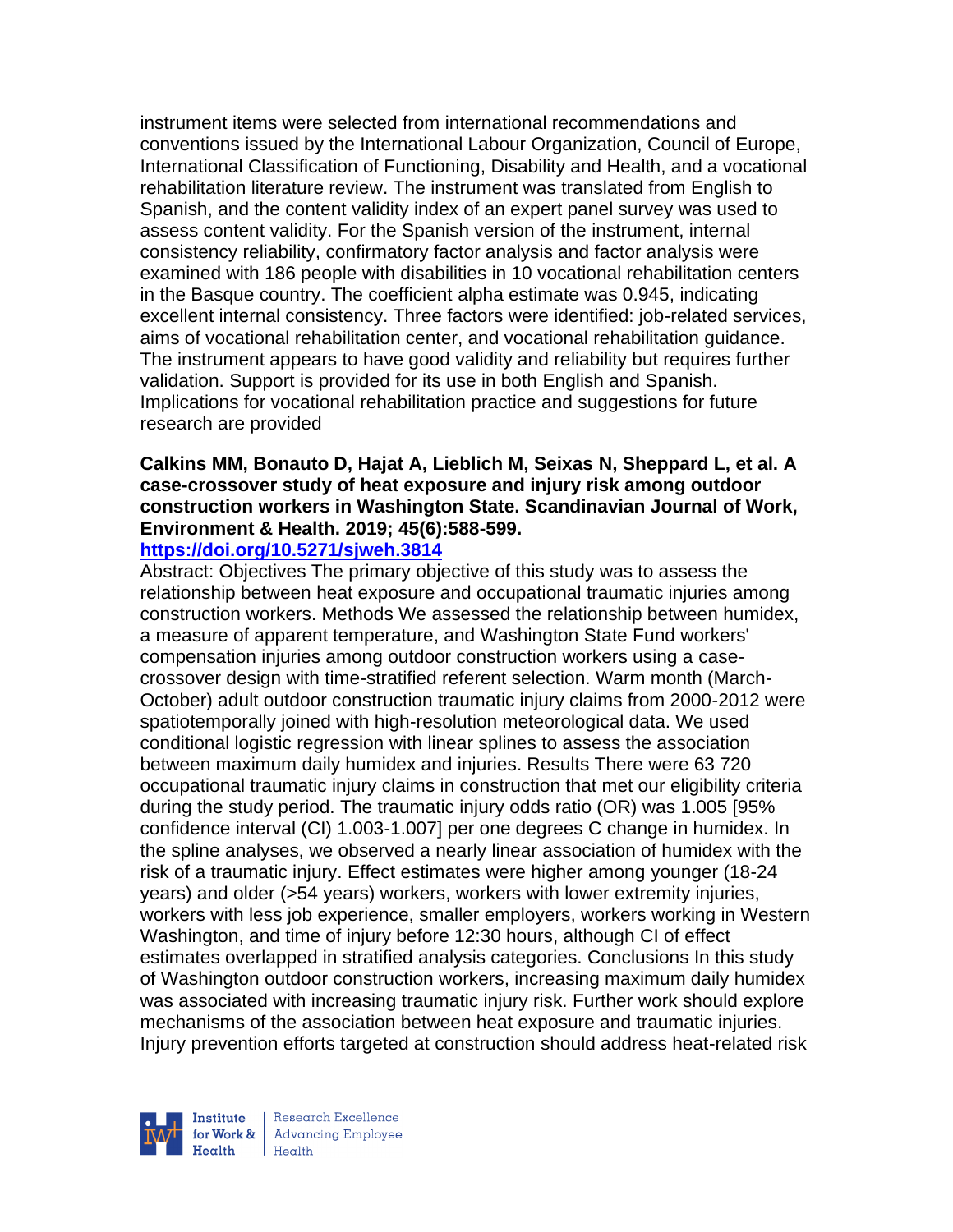instrument items were selected from international recommendations and conventions issued by the International Labour Organization, Council of Europe, International Classification of Functioning, Disability and Health, and a vocational rehabilitation literature review. The instrument was translated from English to Spanish, and the content validity index of an expert panel survey was used to assess content validity. For the Spanish version of the instrument, internal consistency reliability, confirmatory factor analysis and factor analysis were examined with 186 people with disabilities in 10 vocational rehabilitation centers in the Basque country. The coefficient alpha estimate was 0.945, indicating excellent internal consistency. Three factors were identified: job-related services, aims of vocational rehabilitation center, and vocational rehabilitation guidance. The instrument appears to have good validity and reliability but requires further validation. Support is provided for its use in both English and Spanish. Implications for vocational rehabilitation practice and suggestions for future research are provided

**Calkins MM, Bonauto D, Hajat A, Lieblich M, Seixas N, Sheppard L, et al. A case-crossover study of heat exposure and injury risk among outdoor construction workers in Washington State. Scandinavian Journal of Work, Environment & Health. 2019; 45(6):588-599.**
**https://doi.org/10.5271/sjweh.3814**

Abstract: Objectives The primary objective of this study was to assess the relationship between heat exposure and occupational traumatic injuries among construction workers. Methods We assessed the relationship between humidex, a measure of apparent temperature, and Washington State Fund workers' compensation injuries among outdoor construction workers using a case-crossover design with time-stratified referent selection. Warm month (March-October) adult outdoor construction traumatic injury claims from 2000-2012 were spatiotemporally joined with high-resolution meteorological data. We used conditional logistic regression with linear splines to assess the association between maximum daily humidex and injuries. Results There were 63 720 occupational traumatic injury claims in construction that met our eligibility criteria during the study period. The traumatic injury odds ratio (OR) was 1.005 [95% confidence interval (CI) 1.003-1.007] per one degrees C change in humidex. In the spline analyses, we observed a nearly linear association of humidex with the risk of a traumatic injury. Effect estimates were higher among younger (18-24 years) and older (>54 years) workers, workers with lower extremity injuries, workers with less job experience, smaller employers, workers working in Western Washington, and time of injury before 12:30 hours, although CI of effect estimates overlapped in stratified analysis categories. Conclusions In this study of Washington outdoor construction workers, increasing maximum daily humidex was associated with increasing traumatic injury risk. Further work should explore mechanisms of the association between heat exposure and traumatic injuries. Injury prevention efforts targeted at construction should address heat-related risk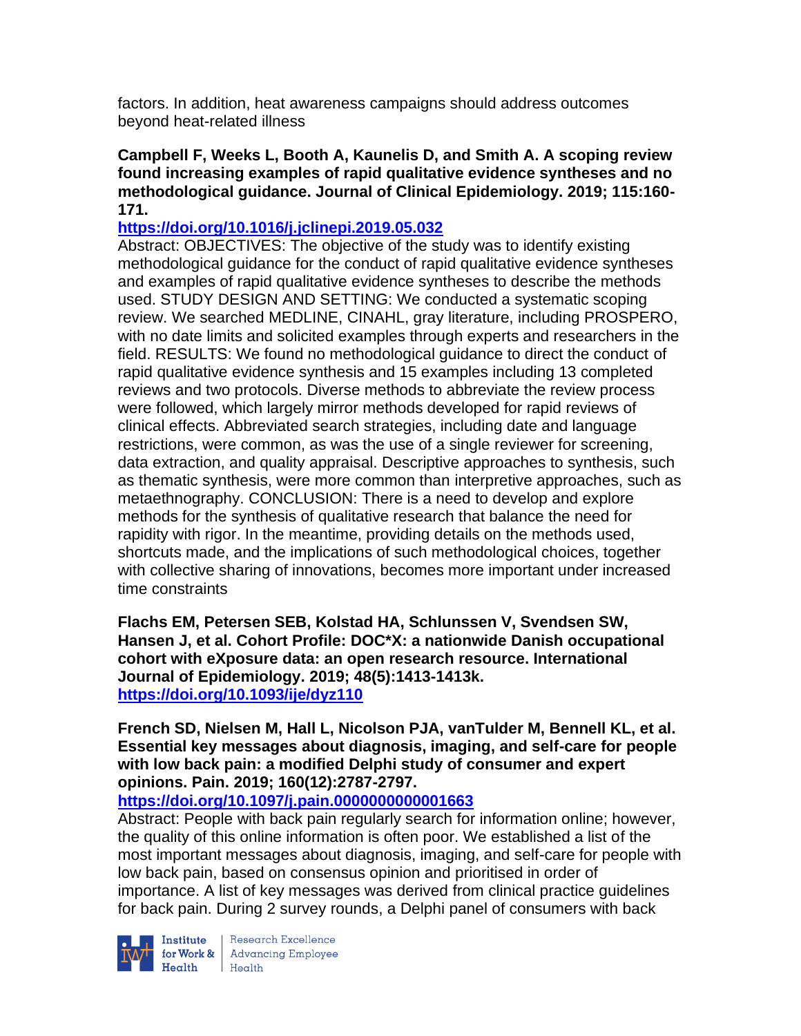factors. In addition, heat awareness campaigns should address outcomes beyond heat-related illness

**Campbell F, Weeks L, Booth A, Kaunelis D, and Smith A. A scoping review found increasing examples of rapid qualitative evidence syntheses and no methodological guidance. Journal of Clinical Epidemiology. 2019; 115:160-171.**

**https://doi.org/10.1016/j.jclinepi.2019.05.032**

Abstract: OBJECTIVES: The objective of the study was to identify existing methodological guidance for the conduct of rapid qualitative evidence syntheses and examples of rapid qualitative evidence syntheses to describe the methods used. STUDY DESIGN AND SETTING: We conducted a systematic scoping review. We searched MEDLINE, CINAHL, gray literature, including PROSPERO, with no date limits and solicited examples through experts and researchers in the field. RESULTS: We found no methodological guidance to direct the conduct of rapid qualitative evidence synthesis and 15 examples including 13 completed reviews and two protocols. Diverse methods to abbreviate the review process were followed, which largely mirror methods developed for rapid reviews of clinical effects. Abbreviated search strategies, including date and language restrictions, were common, as was the use of a single reviewer for screening, data extraction, and quality appraisal. Descriptive approaches to synthesis, such as thematic synthesis, were more common than interpretive approaches, such as metaethnography. CONCLUSION: There is a need to develop and explore methods for the synthesis of qualitative research that balance the need for rapidity with rigor. In the meantime, providing details on the methods used, shortcuts made, and the implications of such methodological choices, together with collective sharing of innovations, becomes more important under increased time constraints

**Flachs EM, Petersen SEB, Kolstad HA, Schlunssen V, Svendsen SW, Hansen J, et al. Cohort Profile: DOC*X: a nationwide Danish occupational cohort with eXposure data: an open research resource. International Journal of Epidemiology. 2019; 48(5):1413-1413k.**
**https://doi.org/10.1093/ije/dyz110**

**French SD, Nielsen M, Hall L, Nicolson PJA, vanTulder M, Bennell KL, et al. Essential key messages about diagnosis, imaging, and self-care for people with low back pain: a modified Delphi study of consumer and expert opinions. Pain. 2019; 160(12):2787-2797.**

**https://doi.org/10.1097/j.pain.0000000000001663**

Abstract: People with back pain regularly search for information online; however, the quality of this online information is often poor. We established a list of the most important messages about diagnosis, imaging, and self-care for people with low back pain, based on consensus opinion and prioritised in order of importance. A list of key messages was derived from clinical practice guidelines for back pain. During 2 survey rounds, a Delphi panel of consumers with back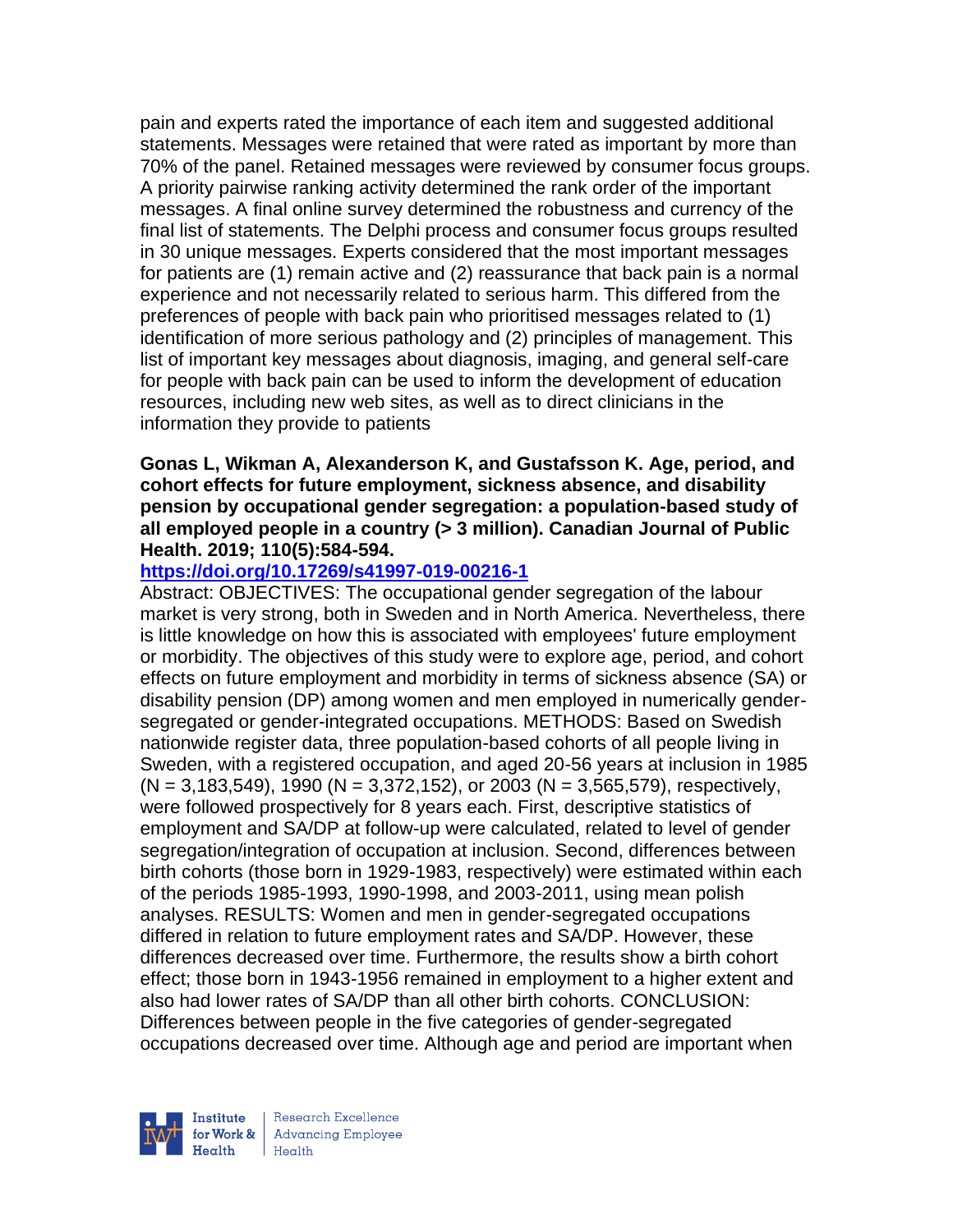pain and experts rated the importance of each item and suggested additional statements. Messages were retained that were rated as important by more than 70% of the panel. Retained messages were reviewed by consumer focus groups. A priority pairwise ranking activity determined the rank order of the important messages. A final online survey determined the robustness and currency of the final list of statements. The Delphi process and consumer focus groups resulted in 30 unique messages. Experts considered that the most important messages for patients are (1) remain active and (2) reassurance that back pain is a normal experience and not necessarily related to serious harm. This differed from the preferences of people with back pain who prioritised messages related to (1) identification of more serious pathology and (2) principles of management. This list of important key messages about diagnosis, imaging, and general self-care for people with back pain can be used to inform the development of education resources, including new web sites, as well as to direct clinicians in the information they provide to patients

**Gonas L, Wikman A, Alexanderson K, and Gustafsson K. Age, period, and cohort effects for future employment, sickness absence, and disability pension by occupational gender segregation: a population-based study of all employed people in a country (> 3 million). Canadian Journal of Public Health. 2019; 110(5):584-594.**

**https://doi.org/10.17269/s41997-019-00216-1**

Abstract: OBJECTIVES: The occupational gender segregation of the labour market is very strong, both in Sweden and in North America. Nevertheless, there is little knowledge on how this is associated with employees' future employment or morbidity. The objectives of this study were to explore age, period, and cohort effects on future employment and morbidity in terms of sickness absence (SA) or disability pension (DP) among women and men employed in numerically gender-segregated or gender-integrated occupations. METHODS: Based on Swedish nationwide register data, three population-based cohorts of all people living in Sweden, with a registered occupation, and aged 20-56 years at inclusion in 1985 (N = 3,183,549), 1990 (N = 3,372,152), or 2003 (N = 3,565,579), respectively, were followed prospectively for 8 years each. First, descriptive statistics of employment and SA/DP at follow-up were calculated, related to level of gender segregation/integration of occupation at inclusion. Second, differences between birth cohorts (those born in 1929-1983, respectively) were estimated within each of the periods 1985-1993, 1990-1998, and 2003-2011, using mean polish analyses. RESULTS: Women and men in gender-segregated occupations differed in relation to future employment rates and SA/DP. However, these differences decreased over time. Furthermore, the results show a birth cohort effect; those born in 1943-1956 remained in employment to a higher extent and also had lower rates of SA/DP than all other birth cohorts. CONCLUSION: Differences between people in the five categories of gender-segregated occupations decreased over time. Although age and period are important when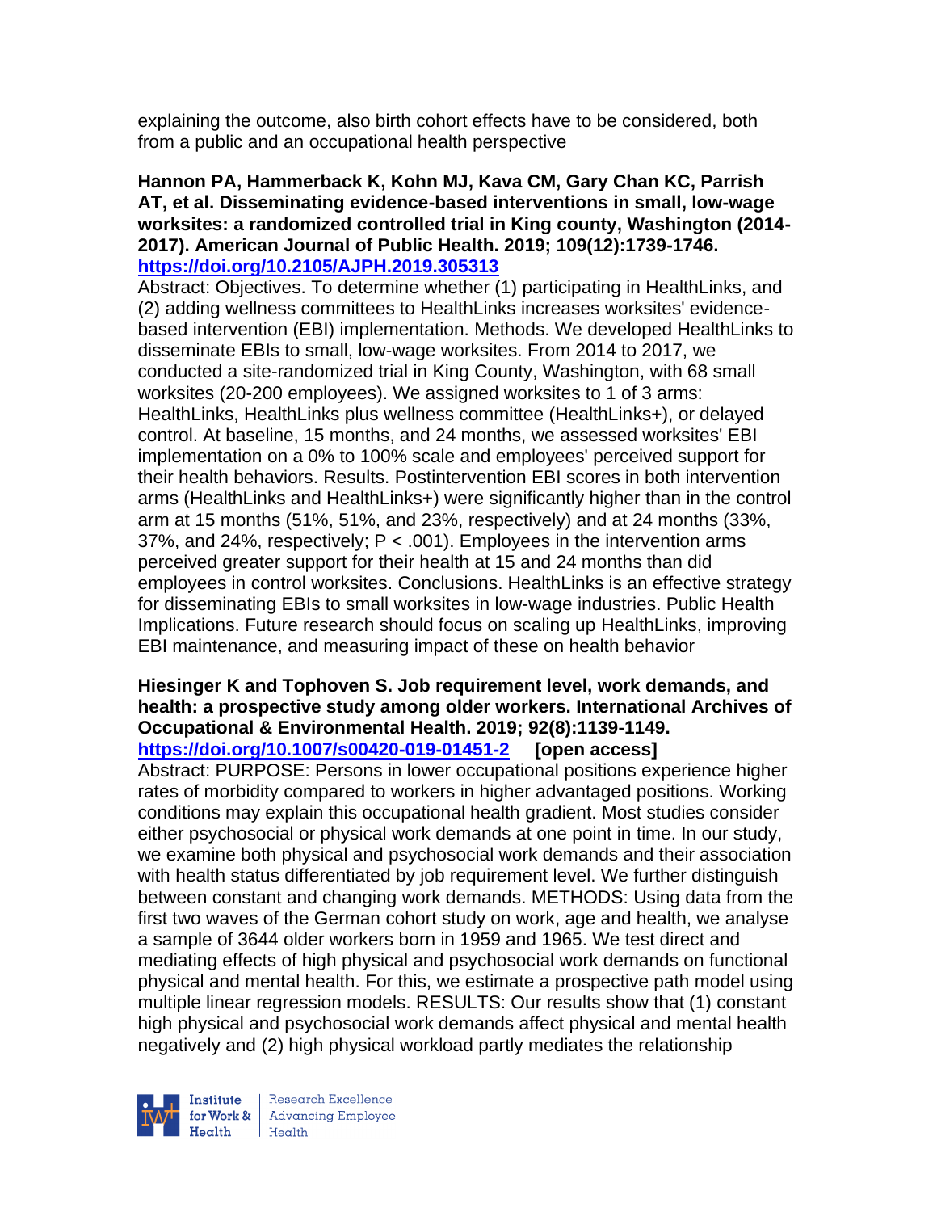explaining the outcome, also birth cohort effects have to be considered, both from a public and an occupational health perspective

**Hannon PA, Hammerback K, Kohn MJ, Kava CM, Gary Chan KC, Parrish AT, et al. Disseminating evidence-based interventions in small, low-wage worksites: a randomized controlled trial in King county, Washington (2014-2017). American Journal of Public Health. 2019; 109(12):1739-1746.**
**https://doi.org/10.2105/AJPH.2019.305313**

Abstract: Objectives. To determine whether (1) participating in HealthLinks, and (2) adding wellness committees to HealthLinks increases worksites' evidence-based intervention (EBI) implementation. Methods. We developed HealthLinks to disseminate EBIs to small, low-wage worksites. From 2014 to 2017, we conducted a site-randomized trial in King County, Washington, with 68 small worksites (20-200 employees). We assigned worksites to 1 of 3 arms: HealthLinks, HealthLinks plus wellness committee (HealthLinks+), or delayed control. At baseline, 15 months, and 24 months, we assessed worksites' EBI implementation on a 0% to 100% scale and employees' perceived support for their health behaviors. Results. Postintervention EBI scores in both intervention arms (HealthLinks and HealthLinks+) were significantly higher than in the control arm at 15 months (51%, 51%, and 23%, respectively) and at 24 months (33%, 37%, and 24%, respectively; $P < .001$). Employees in the intervention arms perceived greater support for their health at 15 and 24 months than did employees in control worksites. Conclusions. HealthLinks is an effective strategy for disseminating EBIs to small worksites in low-wage industries. Public Health Implications. Future research should focus on scaling up HealthLinks, improving EBI maintenance, and measuring impact of these on health behavior

**Hiesinger K and Tophoven S. Job requirement level, work demands, and health: a prospective study among older workers. International Archives of Occupational & Environmental Health. 2019; 92(8):1139-1149.**
**https://doi.org/10.1007/s00420-019-01451-2 [open access]**

Abstract: PURPOSE: Persons in lower occupational positions experience higher rates of morbidity compared to workers in higher advantaged positions. Working conditions may explain this occupational health gradient. Most studies consider either psychosocial or physical work demands at one point in time. In our study, we examine both physical and psychosocial work demands and their association with health status differentiated by job requirement level. We further distinguish between constant and changing work demands. METHODS: Using data from the first two waves of the German cohort study on work, age and health, we analyse a sample of 3644 older workers born in 1959 and 1965. We test direct and mediating effects of high physical and psychosocial work demands on functional physical and mental health. For this, we estimate a prospective path model using multiple linear regression models. RESULTS: Our results show that (1) constant high physical and psychosocial work demands affect physical and mental health negatively and (2) high physical workload partly mediates the relationship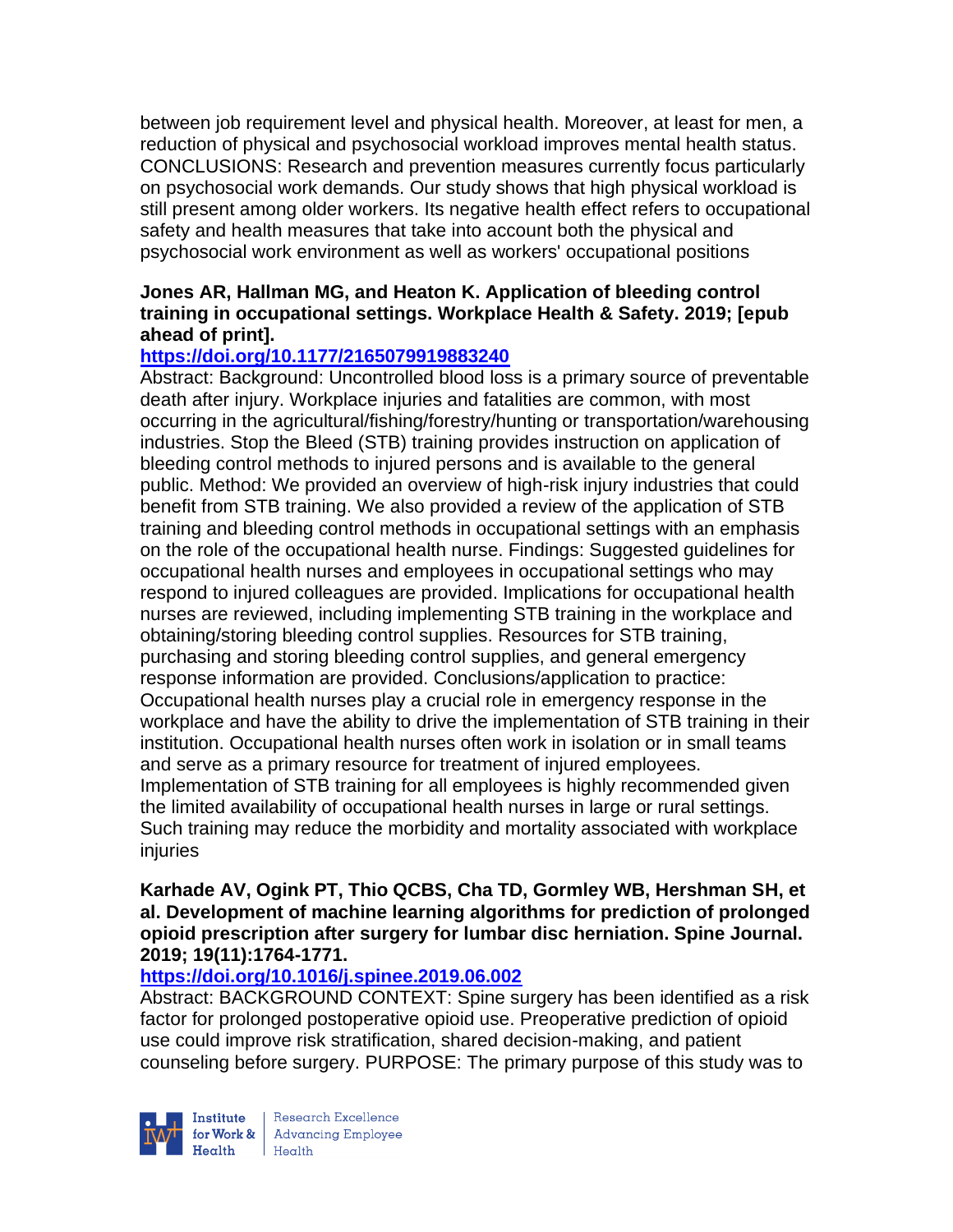between job requirement level and physical health. Moreover, at least for men, a reduction of physical and psychosocial workload improves mental health status. CONCLUSIONS: Research and prevention measures currently focus particularly on psychosocial work demands. Our study shows that high physical workload is still present among older workers. Its negative health effect refers to occupational safety and health measures that take into account both the physical and psychosocial work environment as well as workers' occupational positions

**Jones AR, Hallman MG, and Heaton K. Application of bleeding control training in occupational settings. Workplace Health & Safety. 2019; [epub ahead of print].**

**https://doi.org/10.1177/2165079919883240**

Abstract: Background: Uncontrolled blood loss is a primary source of preventable death after injury. Workplace injuries and fatalities are common, with most occurring in the agricultural/fishing/forestry/hunting or transportation/warehousing industries. Stop the Bleed (STB) training provides instruction on application of bleeding control methods to injured persons and is available to the general public. Method: We provided an overview of high-risk injury industries that could benefit from STB training. We also provided a review of the application of STB training and bleeding control methods in occupational settings with an emphasis on the role of the occupational health nurse. Findings: Suggested guidelines for occupational health nurses and employees in occupational settings who may respond to injured colleagues are provided. Implications for occupational health nurses are reviewed, including implementing STB training in the workplace and obtaining/storing bleeding control supplies. Resources for STB training, purchasing and storing bleeding control supplies, and general emergency response information are provided. Conclusions/application to practice: Occupational health nurses play a crucial role in emergency response in the workplace and have the ability to drive the implementation of STB training in their institution. Occupational health nurses often work in isolation or in small teams and serve as a primary resource for treatment of injured employees. Implementation of STB training for all employees is highly recommended given the limited availability of occupational health nurses in large or rural settings. Such training may reduce the morbidity and mortality associated with workplace injuries

**Karhade AV, Ogink PT, Thio QCBS, Cha TD, Gormley WB, Hershman SH, et al. Development of machine learning algorithms for prediction of prolonged opioid prescription after surgery for lumbar disc herniation. Spine Journal. 2019; 19(11):1764-1771.**

**https://doi.org/10.1016/j.spinee.2019.06.002**

Abstract: BACKGROUND CONTEXT: Spine surgery has been identified as a risk factor for prolonged postoperative opioid use. Preoperative prediction of opioid use could improve risk stratification, shared decision-making, and patient counseling before surgery. PURPOSE: The primary purpose of this study was to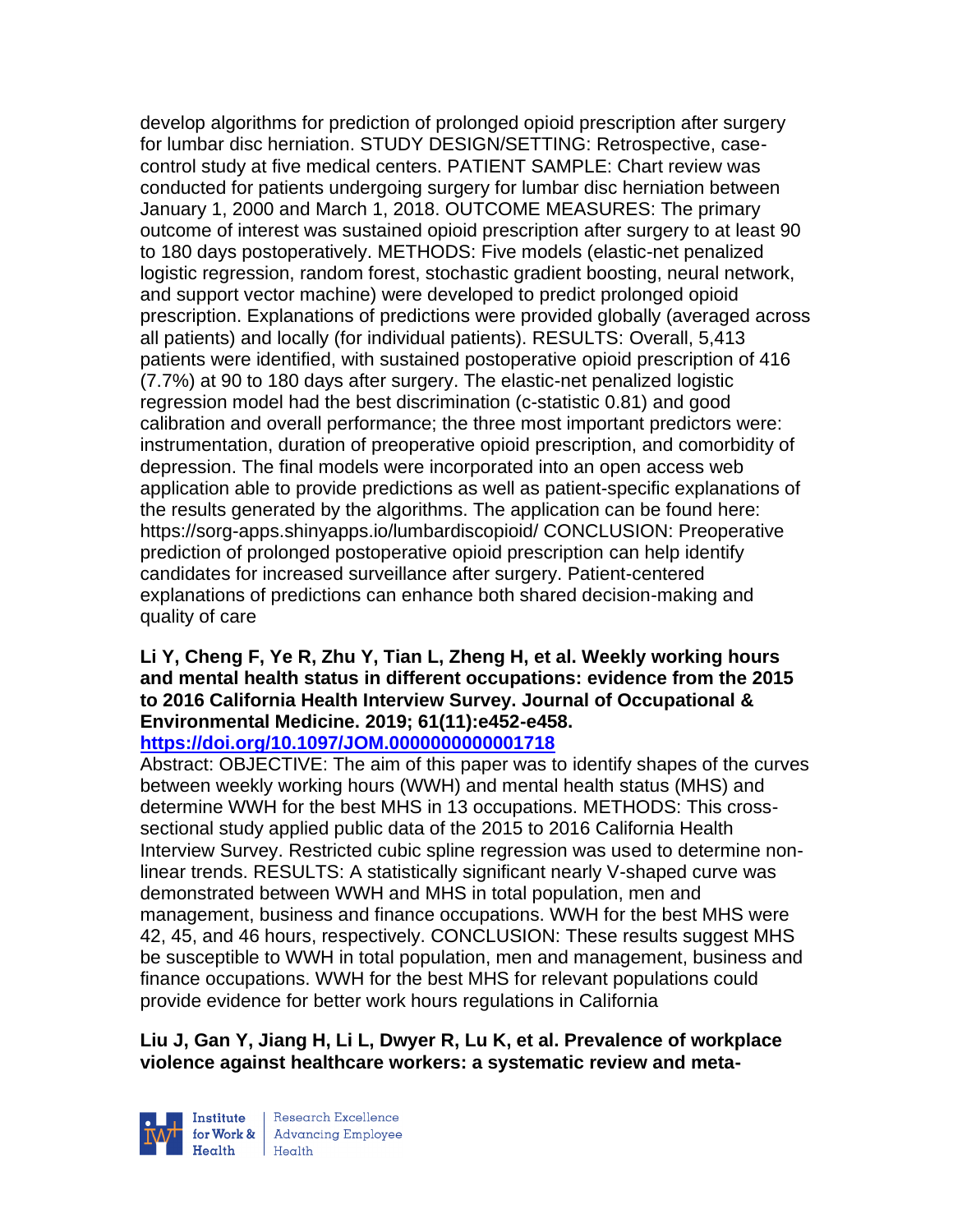develop algorithms for prediction of prolonged opioid prescription after surgery for lumbar disc herniation. STUDY DESIGN/SETTING: Retrospective, case-control study at five medical centers. PATIENT SAMPLE: Chart review was conducted for patients undergoing surgery for lumbar disc herniation between January 1, 2000 and March 1, 2018. OUTCOME MEASURES: The primary outcome of interest was sustained opioid prescription after surgery to at least 90 to 180 days postoperatively. METHODS: Five models (elastic-net penalized logistic regression, random forest, stochastic gradient boosting, neural network, and support vector machine) were developed to predict prolonged opioid prescription. Explanations of predictions were provided globally (averaged across all patients) and locally (for individual patients). RESULTS: Overall, 5,413 patients were identified, with sustained postoperative opioid prescription of 416 (7.7%) at 90 to 180 days after surgery. The elastic-net penalized logistic regression model had the best discrimination (c-statistic 0.81) and good calibration and overall performance; the three most important predictors were: instrumentation, duration of preoperative opioid prescription, and comorbidity of depression. The final models were incorporated into an open access web application able to provide predictions as well as patient-specific explanations of the results generated by the algorithms. The application can be found here: https://sorg-apps.shinyapps.io/lumbardiscopioid/ CONCLUSION: Preoperative prediction of prolonged postoperative opioid prescription can help identify candidates for increased surveillance after surgery. Patient-centered explanations of predictions can enhance both shared decision-making and quality of care

**Li Y, Cheng F, Ye R, Zhu Y, Tian L, Zheng H, et al. Weekly working hours and mental health status in different occupations: evidence from the 2015 to 2016 California Health Interview Survey. Journal of Occupational & Environmental Medicine. 2019; 61(11):e452-e458.**
**https://doi.org/10.1097/JOM.0000000000001718**

Abstract: OBJECTIVE: The aim of this paper was to identify shapes of the curves between weekly working hours (WWH) and mental health status (MHS) and determine WWH for the best MHS in 13 occupations. METHODS: This cross-sectional study applied public data of the 2015 to 2016 California Health Interview Survey. Restricted cubic spline regression was used to determine non-linear trends. RESULTS: A statistically significant nearly V-shaped curve was demonstrated between WWH and MHS in total population, men and management, business and finance occupations. WWH for the best MHS were 42, 45, and 46 hours, respectively. CONCLUSION: These results suggest MHS be susceptible to WWH in total population, men and management, business and finance occupations. WWH for the best MHS for relevant populations could provide evidence for better work hours regulations in California

**Liu J, Gan Y, Jiang H, Li L, Dwyer R, Lu K, et al. Prevalence of workplace violence against healthcare workers: a systematic review and meta-**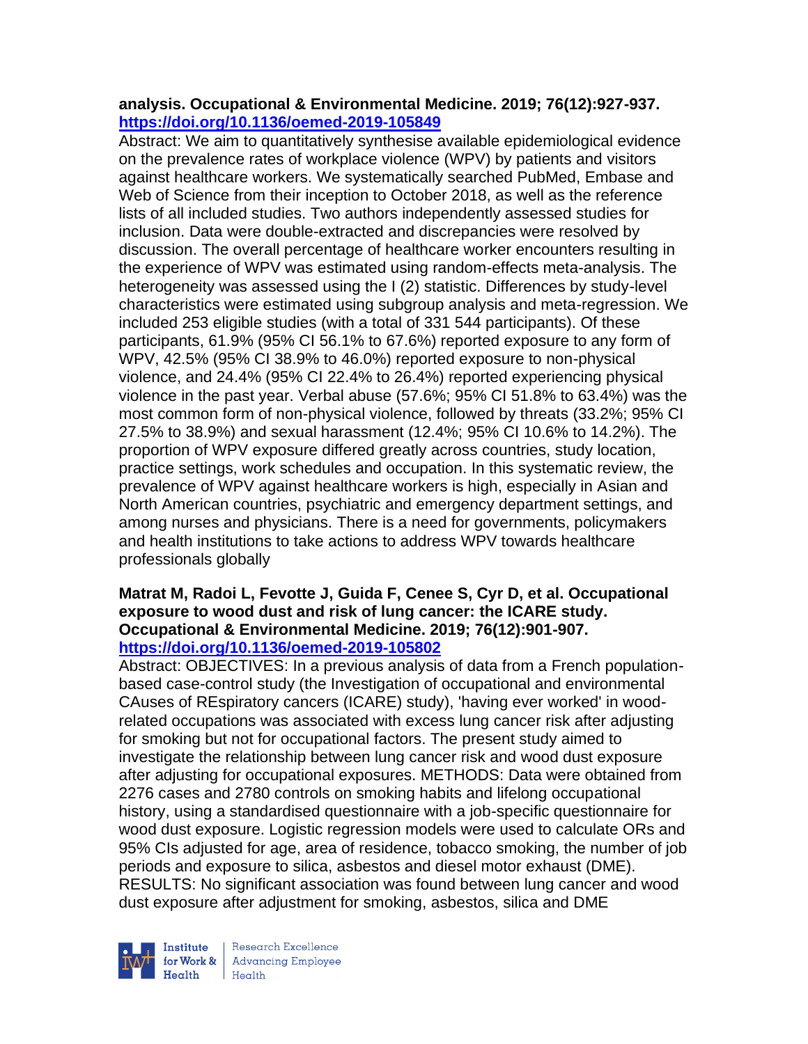**analysis. Occupational & Environmental Medicine. 2019; 76(12):927-937.**
**https://doi.org/10.1136/oemed-2019-105849**

Abstract: We aim to quantitatively synthesise available epidemiological evidence on the prevalence rates of workplace violence (WPV) by patients and visitors against healthcare workers. We systematically searched PubMed, Embase and Web of Science from their inception to October 2018, as well as the reference lists of all included studies. Two authors independently assessed studies for inclusion. Data were double-extracted and discrepancies were resolved by discussion. The overall percentage of healthcare worker encounters resulting in the experience of WPV was estimated using random-effects meta-analysis. The heterogeneity was assessed using the I (2) statistic. Differences by study-level characteristics were estimated using subgroup analysis and meta-regression. We included 253 eligible studies (with a total of 331 544 participants). Of these participants, 61.9% (95% CI 56.1% to 67.6%) reported exposure to any form of WPV, 42.5% (95% CI 38.9% to 46.0%) reported exposure to non-physical violence, and 24.4% (95% CI 22.4% to 26.4%) reported experiencing physical violence in the past year. Verbal abuse (57.6%; 95% CI 51.8% to 63.4%) was the most common form of non-physical violence, followed by threats (33.2%; 95% CI 27.5% to 38.9%) and sexual harassment (12.4%; 95% CI 10.6% to 14.2%). The proportion of WPV exposure differed greatly across countries, study location, practice settings, work schedules and occupation. In this systematic review, the prevalence of WPV against healthcare workers is high, especially in Asian and North American countries, psychiatric and emergency department settings, and among nurses and physicians. There is a need for governments, policymakers and health institutions to take actions to address WPV towards healthcare professionals globally

**Matrat M, Radoi L, Fevotte J, Guida F, Cenee S, Cyr D, et al. Occupational exposure to wood dust and risk of lung cancer: the ICARE study. Occupational & Environmental Medicine. 2019; 76(12):901-907.**
**https://doi.org/10.1136/oemed-2019-105802**

Abstract: OBJECTIVES: In a previous analysis of data from a French population-based case-control study (the Investigation of occupational and environmental CAuses of REspiratory cancers (ICARE) study), 'having ever worked' in wood-related occupations was associated with excess lung cancer risk after adjusting for smoking but not for occupational factors. The present study aimed to investigate the relationship between lung cancer risk and wood dust exposure after adjusting for occupational exposures. METHODS: Data were obtained from 2276 cases and 2780 controls on smoking habits and lifelong occupational history, using a standardised questionnaire with a job-specific questionnaire for wood dust exposure. Logistic regression models were used to calculate ORs and 95% CIs adjusted for age, area of residence, tobacco smoking, the number of job periods and exposure to silica, asbestos and diesel motor exhaust (DME). RESULTS: No significant association was found between lung cancer and wood dust exposure after adjustment for smoking, asbestos, silica and DME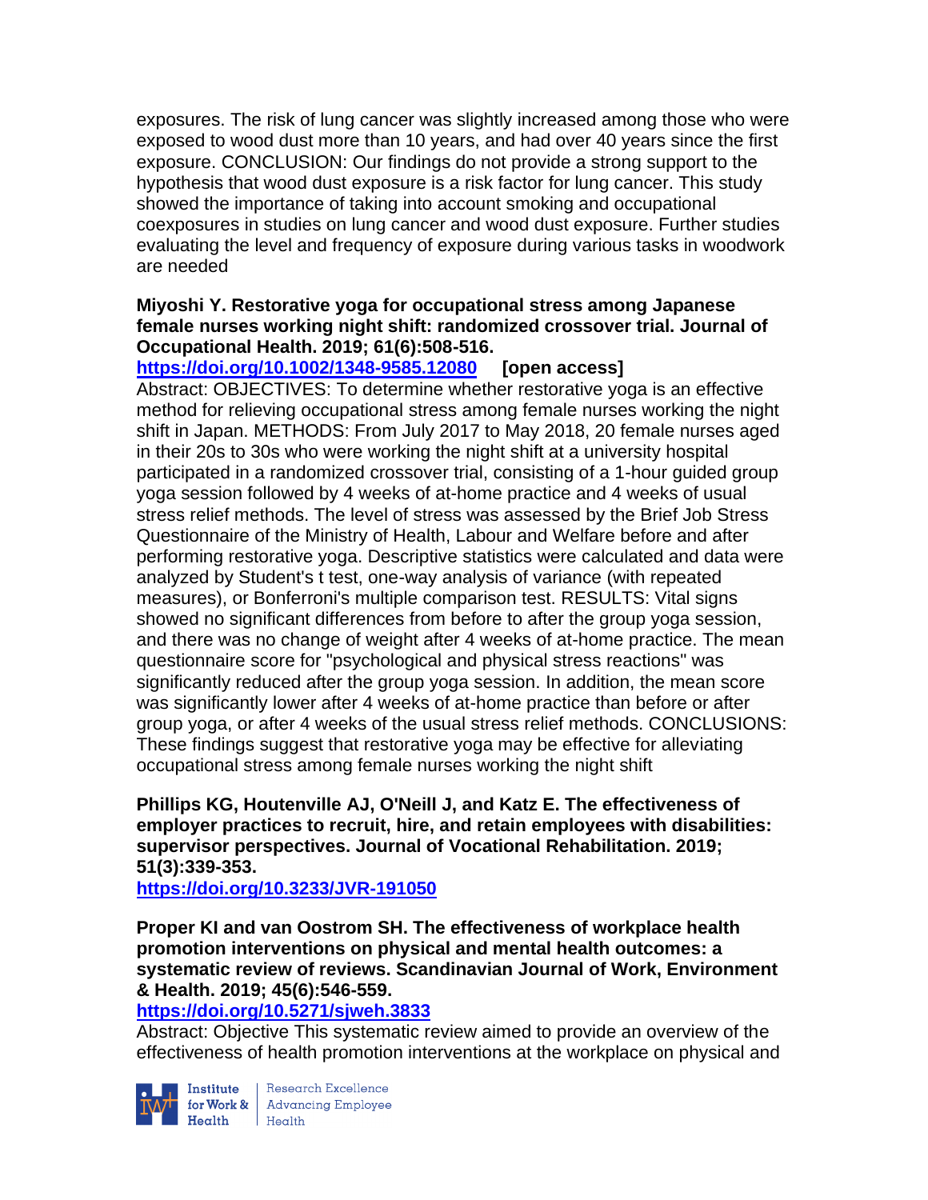exposures. The risk of lung cancer was slightly increased among those who were exposed to wood dust more than 10 years, and had over 40 years since the first exposure. CONCLUSION: Our findings do not provide a strong support to the hypothesis that wood dust exposure is a risk factor for lung cancer. This study showed the importance of taking into account smoking and occupational coexposures in studies on lung cancer and wood dust exposure. Further studies evaluating the level and frequency of exposure during various tasks in woodwork are needed

**Miyoshi Y. Restorative yoga for occupational stress among Japanese female nurses working night shift: randomized crossover trial. Journal of Occupational Health. 2019; 61(6):508-516.**
**https://doi.org/10.1002/1348-9585.12080 [open access]**
Abstract: OBJECTIVES: To determine whether restorative yoga is an effective method for relieving occupational stress among female nurses working the night shift in Japan. METHODS: From July 2017 to May 2018, 20 female nurses aged in their 20s to 30s who were working the night shift at a university hospital participated in a randomized crossover trial, consisting of a 1-hour guided group yoga session followed by 4 weeks of at-home practice and 4 weeks of usual stress relief methods. The level of stress was assessed by the Brief Job Stress Questionnaire of the Ministry of Health, Labour and Welfare before and after performing restorative yoga. Descriptive statistics were calculated and data were analyzed by Student's t test, one-way analysis of variance (with repeated measures), or Bonferroni's multiple comparison test. RESULTS: Vital signs showed no significant differences from before to after the group yoga session, and there was no change of weight after 4 weeks of at-home practice. The mean questionnaire score for "psychological and physical stress reactions" was significantly reduced after the group yoga session. In addition, the mean score was significantly lower after 4 weeks of at-home practice than before or after group yoga, or after 4 weeks of the usual stress relief methods. CONCLUSIONS: These findings suggest that restorative yoga may be effective for alleviating occupational stress among female nurses working the night shift

**Phillips KG, Houtenville AJ, O'Neill J, and Katz E. The effectiveness of employer practices to recruit, hire, and retain employees with disabilities: supervisor perspectives. Journal of Vocational Rehabilitation. 2019; 51(3):339-353.**
**https://doi.org/10.3233/JVR-191050**

**Proper KI and van Oostrom SH. The effectiveness of workplace health promotion interventions on physical and mental health outcomes: a systematic review of reviews. Scandinavian Journal of Work, Environment & Health. 2019; 45(6):546-559.**
**https://doi.org/10.5271/sjweh.3833**
Abstract: Objective This systematic review aimed to provide an overview of the effectiveness of health promotion interventions at the workplace on physical and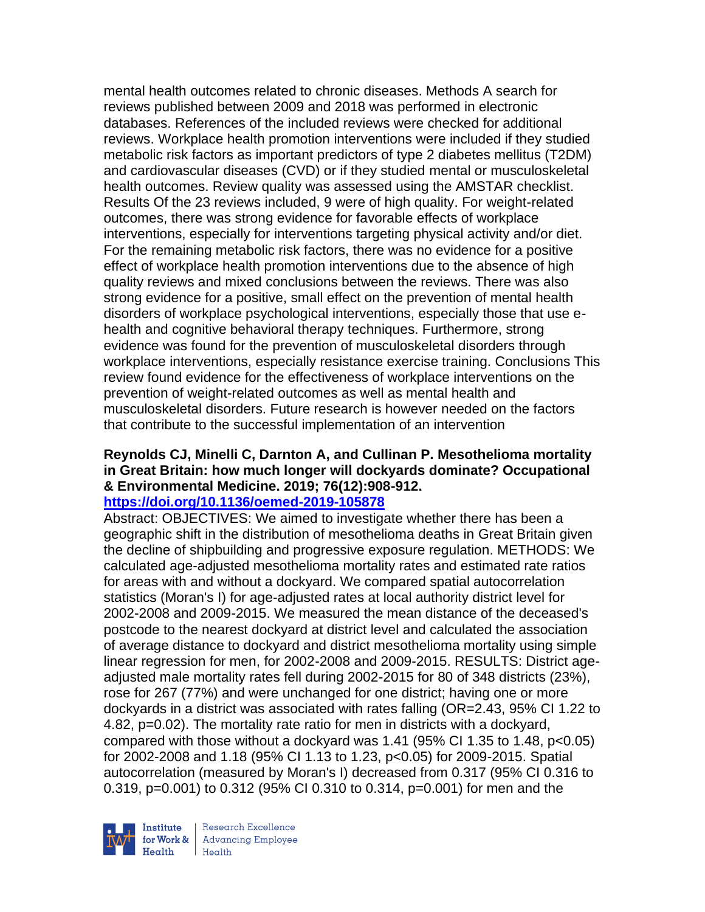mental health outcomes related to chronic diseases. Methods A search for reviews published between 2009 and 2018 was performed in electronic databases. References of the included reviews were checked for additional reviews. Workplace health promotion interventions were included if they studied metabolic risk factors as important predictors of type 2 diabetes mellitus (T2DM) and cardiovascular diseases (CVD) or if they studied mental or musculoskeletal health outcomes. Review quality was assessed using the AMSTAR checklist. Results Of the 23 reviews included, 9 were of high quality. For weight-related outcomes, there was strong evidence for favorable effects of workplace interventions, especially for interventions targeting physical activity and/or diet. For the remaining metabolic risk factors, there was no evidence for a positive effect of workplace health promotion interventions due to the absence of high quality reviews and mixed conclusions between the reviews. There was also strong evidence for a positive, small effect on the prevention of mental health disorders of workplace psychological interventions, especially those that use e-health and cognitive behavioral therapy techniques. Furthermore, strong evidence was found for the prevention of musculoskeletal disorders through workplace interventions, especially resistance exercise training. Conclusions This review found evidence for the effectiveness of workplace interventions on the prevention of weight-related outcomes as well as mental health and musculoskeletal disorders. Future research is however needed on the factors that contribute to the successful implementation of an intervention

**Reynolds CJ, Minelli C, Darnton A, and Cullinan P. Mesothelioma mortality in Great Britain: how much longer will dockyards dominate? Occupational & Environmental Medicine. 2019; 76(12):908-912.**
**https://doi.org/10.1136/oemed-2019-105878**

Abstract: OBJECTIVES: We aimed to investigate whether there has been a geographic shift in the distribution of mesothelioma deaths in Great Britain given the decline of shipbuilding and progressive exposure regulation. METHODS: We calculated age-adjusted mesothelioma mortality rates and estimated rate ratios for areas with and without a dockyard. We compared spatial autocorrelation statistics (Moran's I) for age-adjusted rates at local authority district level for 2002-2008 and 2009-2015. We measured the mean distance of the deceased's postcode to the nearest dockyard at district level and calculated the association of average distance to dockyard and district mesothelioma mortality using simple linear regression for men, for 2002-2008 and 2009-2015. RESULTS: District age-adjusted male mortality rates fell during 2002-2015 for 80 of 348 districts (23%), rose for 267 (77%) and were unchanged for one district; having one or more dockyards in a district was associated with rates falling (OR=2.43, 95% CI 1.22 to 4.82, p=0.02). The mortality rate ratio for men in districts with a dockyard, compared with those without a dockyard was 1.41 (95% CI 1.35 to 1.48, p<0.05) for 2002-2008 and 1.18 (95% CI 1.13 to 1.23, p<0.05) for 2009-2015. Spatial autocorrelation (measured by Moran's I) decreased from 0.317 (95% CI 0.316 to 0.319, p=0.001) to 0.312 (95% CI 0.310 to 0.314, p=0.001) for men and the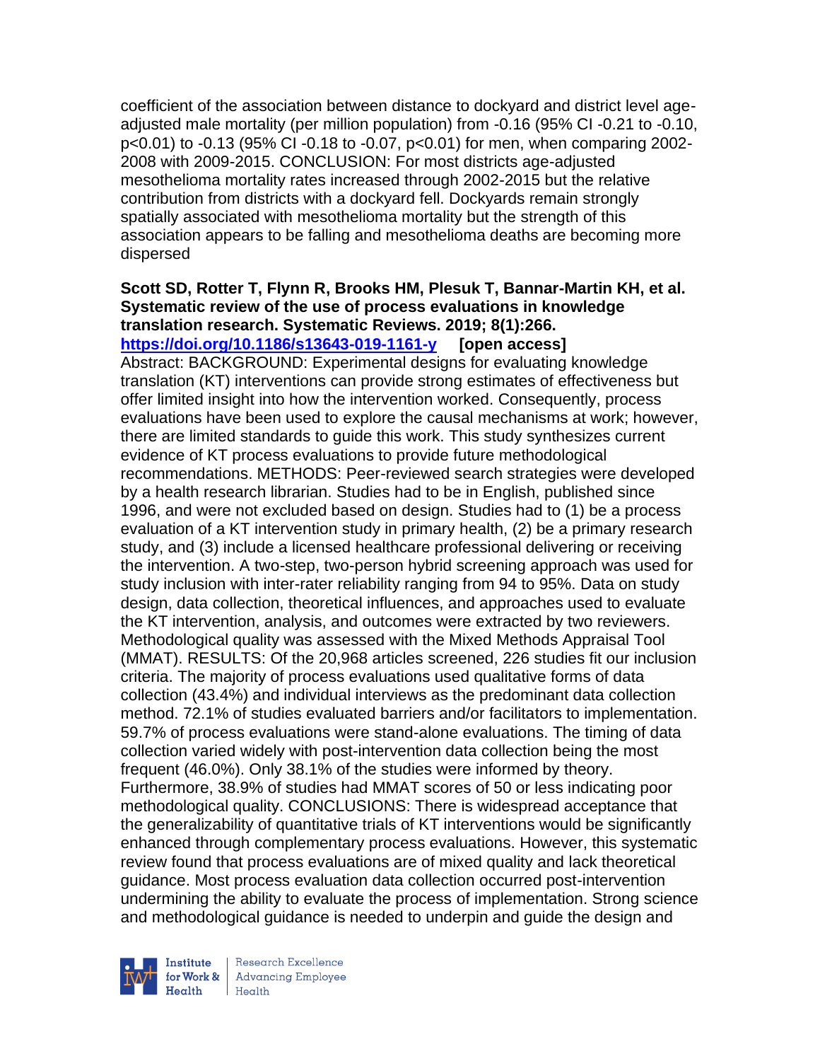coefficient of the association between distance to dockyard and district level age-adjusted male mortality (per million population) from -0.16 (95% CI -0.21 to -0.10, p<0.01) to -0.13 (95% CI -0.18 to -0.07, p<0.01) for men, when comparing 2002-2008 with 2009-2015. CONCLUSION: For most districts age-adjusted mesothelioma mortality rates increased through 2002-2015 but the relative contribution from districts with a dockyard fell. Dockyards remain strongly spatially associated with mesothelioma mortality but the strength of this association appears to be falling and mesothelioma deaths are becoming more dispersed

**Scott SD, Rotter T, Flynn R, Brooks HM, Plesuk T, Bannar-Martin KH, et al. Systematic review of the use of process evaluations in knowledge translation research. Systematic Reviews. 2019; 8(1):266.**
**https://doi.org/10.1186/s13643-019-1161-y** **[open access]**
Abstract: BACKGROUND: Experimental designs for evaluating knowledge translation (KT) interventions can provide strong estimates of effectiveness but offer limited insight into how the intervention worked. Consequently, process evaluations have been used to explore the causal mechanisms at work; however, there are limited standards to guide this work. This study synthesizes current evidence of KT process evaluations to provide future methodological recommendations. METHODS: Peer-reviewed search strategies were developed by a health research librarian. Studies had to be in English, published since 1996, and were not excluded based on design. Studies had to (1) be a process evaluation of a KT intervention study in primary health, (2) be a primary research study, and (3) include a licensed healthcare professional delivering or receiving the intervention. A two-step, two-person hybrid screening approach was used for study inclusion with inter-rater reliability ranging from 94 to 95%. Data on study design, data collection, theoretical influences, and approaches used to evaluate the KT intervention, analysis, and outcomes were extracted by two reviewers. Methodological quality was assessed with the Mixed Methods Appraisal Tool (MMAT). RESULTS: Of the 20,968 articles screened, 226 studies fit our inclusion criteria. The majority of process evaluations used qualitative forms of data collection (43.4%) and individual interviews as the predominant data collection method. 72.1% of studies evaluated barriers and/or facilitators to implementation. 59.7% of process evaluations were stand-alone evaluations. The timing of data collection varied widely with post-intervention data collection being the most frequent (46.0%). Only 38.1% of the studies were informed by theory. Furthermore, 38.9% of studies had MMAT scores of 50 or less indicating poor methodological quality. CONCLUSIONS: There is widespread acceptance that the generalizability of quantitative trials of KT interventions would be significantly enhanced through complementary process evaluations. However, this systematic review found that process evaluations are of mixed quality and lack theoretical guidance. Most process evaluation data collection occurred post-intervention undermining the ability to evaluate the process of implementation. Strong science and methodological guidance is needed to underpin and guide the design and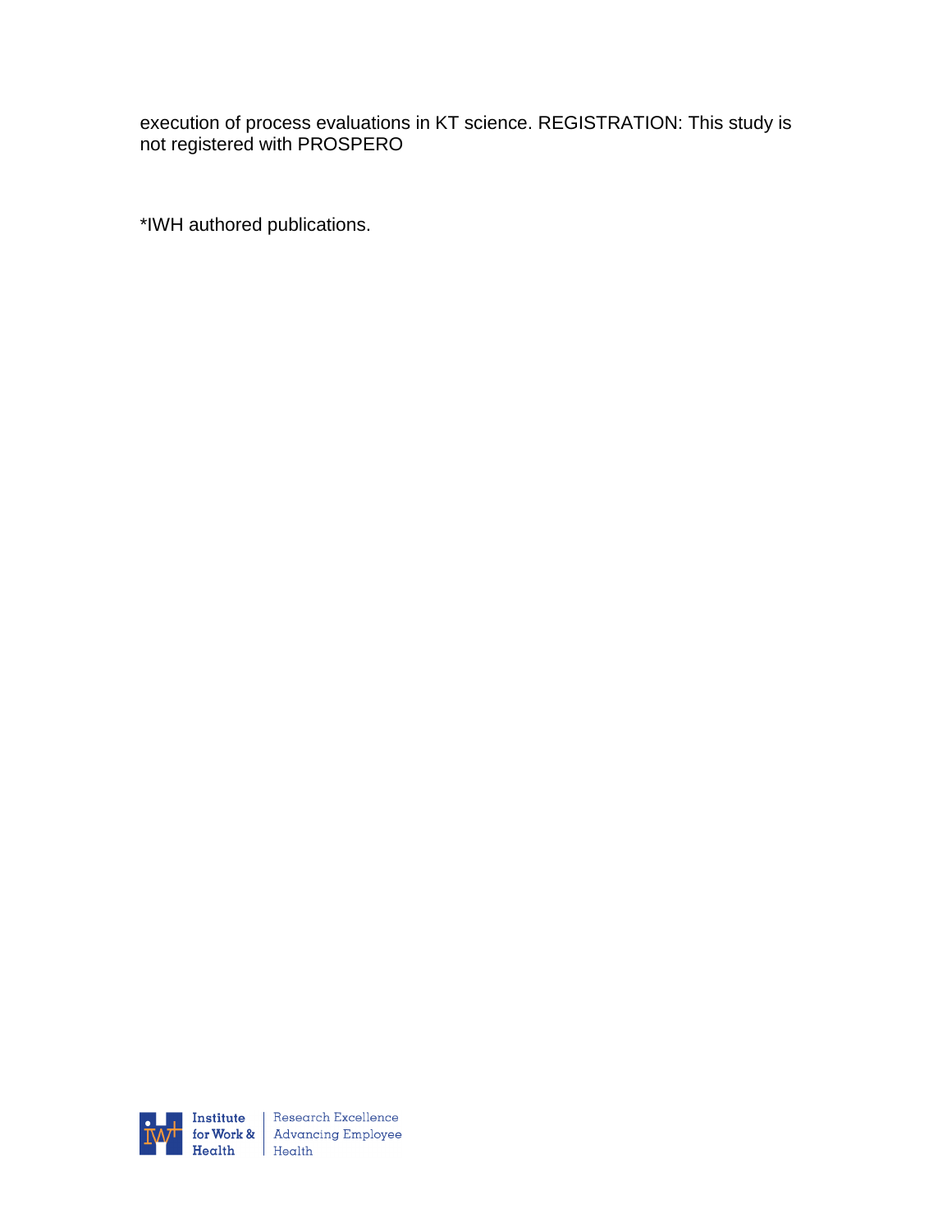execution of process evaluations in KT science. REGISTRATION: This study is not registered with PROSPERO

*IWH authored publications.